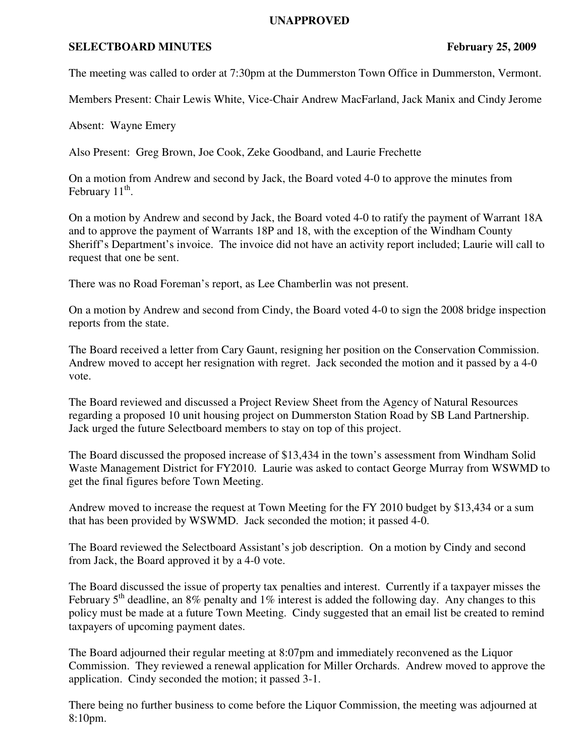**UNAPPROVED**

**SELECTBOARD MINUTES** **February 25, 2009**

The meeting was called to order at 7:30pm at the Dummerston Town Office in Dummerston, Vermont.

Members Present: Chair Lewis White, Vice-Chair Andrew MacFarland, Jack Manix and Cindy Jerome

Absent: Wayne Emery

Also Present: Greg Brown, Joe Cook, Zeke Goodband, and Laurie Frechette

On a motion from Andrew and second by Jack, the Board voted 4-0 to approve the minutes from February 11th.

On a motion by Andrew and second by Jack, the Board voted 4-0 to ratify the payment of Warrant 18A and to approve the payment of Warrants 18P and 18, with the exception of the Windham County Sheriff's Department's invoice. The invoice did not have an activity report included; Laurie will call to request that one be sent.

There was no Road Foreman's report, as Lee Chamberlin was not present.

On a motion by Andrew and second from Cindy, the Board voted 4-0 to sign the 2008 bridge inspection reports from the state.

The Board received a letter from Cary Gaunt, resigning her position on the Conservation Commission. Andrew moved to accept her resignation with regret. Jack seconded the motion and it passed by a 4-0 vote.

The Board reviewed and discussed a Project Review Sheet from the Agency of Natural Resources regarding a proposed 10 unit housing project on Dummerston Station Road by SB Land Partnership. Jack urged the future Selectboard members to stay on top of this project.

The Board discussed the proposed increase of $13,434 in the town's assessment from Windham Solid Waste Management District for FY2010. Laurie was asked to contact George Murray from WSWMD to get the final figures before Town Meeting.

Andrew moved to increase the request at Town Meeting for the FY 2010 budget by $13,434 or a sum that has been provided by WSWMD. Jack seconded the motion; it passed 4-0.

The Board reviewed the Selectboard Assistant's job description. On a motion by Cindy and second from Jack, the Board approved it by a 4-0 vote.

The Board discussed the issue of property tax penalties and interest. Currently if a taxpayer misses the February 5th deadline, an 8% penalty and 1% interest is added the following day. Any changes to this policy must be made at a future Town Meeting. Cindy suggested that an email list be created to remind taxpayers of upcoming payment dates.

The Board adjourned their regular meeting at 8:07pm and immediately reconvened as the Liquor Commission. They reviewed a renewal application for Miller Orchards. Andrew moved to approve the application. Cindy seconded the motion; it passed 3-1.

There being no further business to come before the Liquor Commission, the meeting was adjourned at 8:10pm.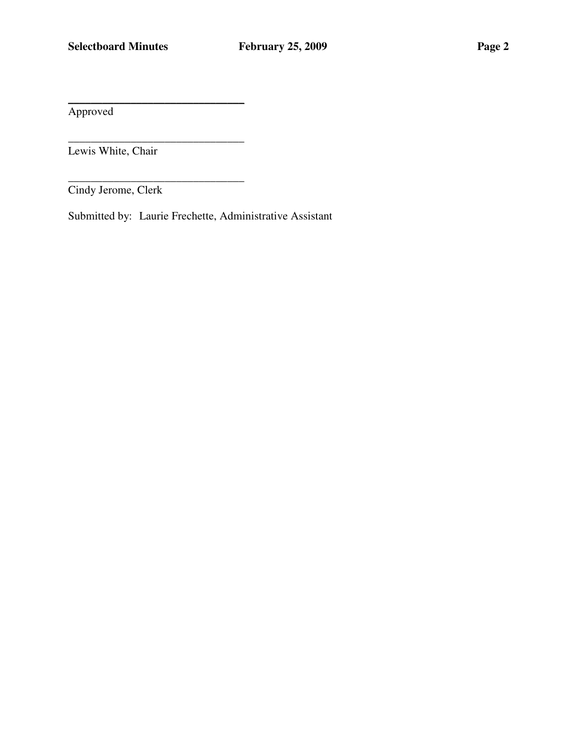\_\_\_\_\_\_\_\_\_\_\_\_\_\_\_\_\_\_\_\_\_\_\_\_\_\_\_\_\_\_\_

Approved

\_\_\_\_\_\_\_\_\_\_\_\_\_\_\_\_\_\_\_\_\_\_\_\_\_\_\_\_\_\_\_

Lewis White, Chair

\_\_\_\_\_\_\_\_\_\_\_\_\_\_\_\_\_\_\_\_\_\_\_\_\_\_\_\_\_\_\_

Cindy Jerome, Clerk

Submitted by: Laurie Frechette, Administrative Assistant